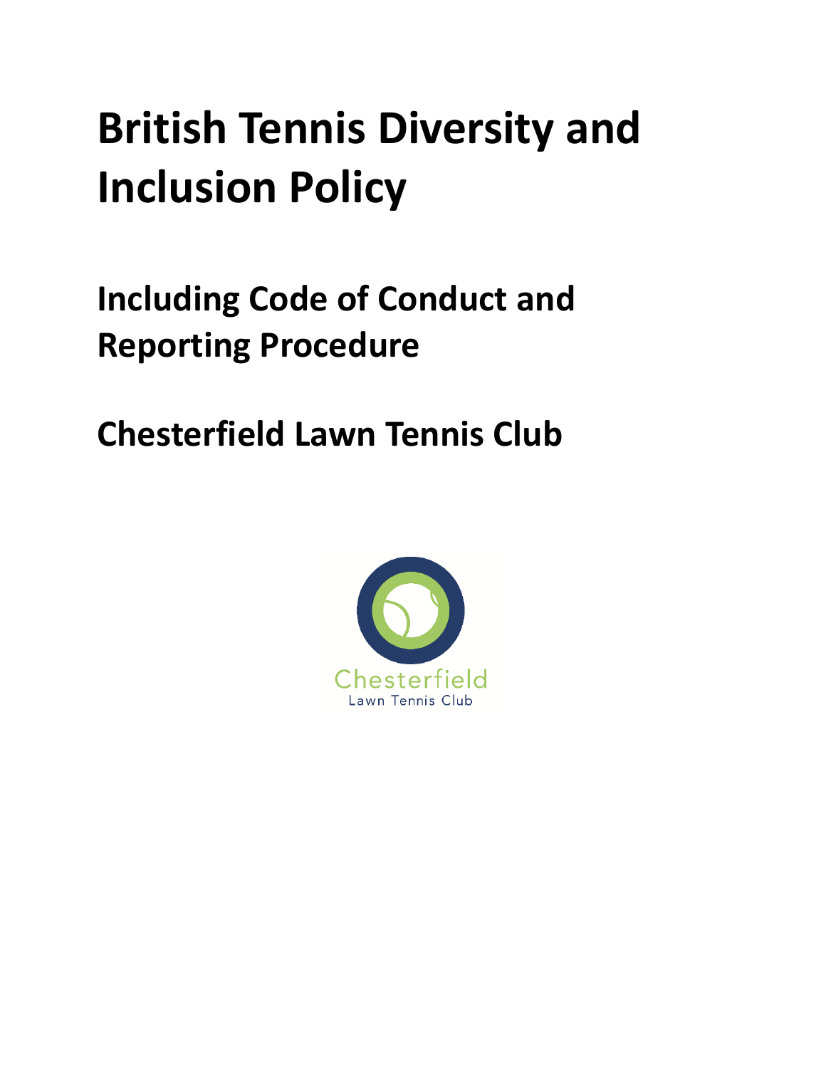# British Tennis Diversity and Inclusion Policy

## Including Code of Conduct and Reporting Procedure

## Chesterfield Lawn Tennis Club

Chesterfield
Lawn Tennis Club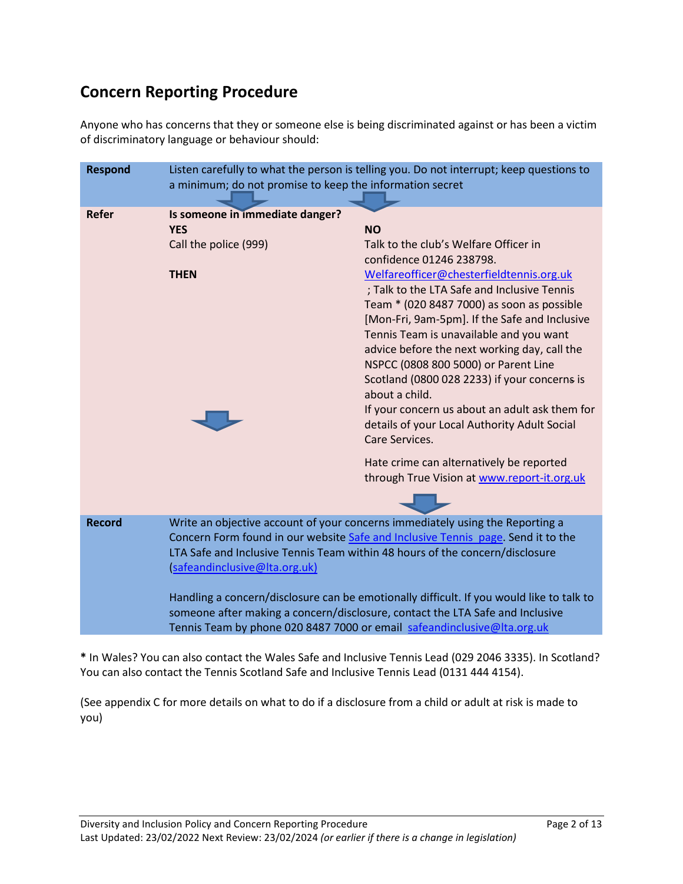## Concern Reporting Procedure

Anyone who has concerns that they or someone else is being discriminated against or has been a victim of discriminatory language or behaviour should:

| | | |
|---|---|---|
| **Respond** | Listen carefully to what the person is telling you. Do not interrupt; keep questions to a minimum; do not promise to keep the information secret | |
| **Refer** | **Is someone in immediate danger?**<br>**YES**<br>Call the police (999)<br><br>**THEN** | **NO**<br>Talk to the club's Welfare Officer in confidence 01246 238798. [Welfareofficer@chesterfieldtennis.org.uk](mailto:Welfareofficer@chesterfieldtennis.org.uk) ; Talk to the LTA Safe and Inclusive Tennis Team * (020 8487 7000) as soon as possible [Mon-Fri, 9am-5pm]. If the Safe and Inclusive Tennis Team is unavailable and you want advice before the next working day, call the NSPCC (0808 800 5000) or Parent Line Scotland (0800 028 2233) if your concerns is about a child.<br>If your concern us about an adult ask them for details of your Local Authority Adult Social Care Services.<br><br>Hate crime can alternatively be reported through True Vision at [www.report-it.org.uk](http://www.report-it.org.uk) |
| **Record** | Write an objective account of your concerns immediately using the Reporting a Concern Form found in our website [Safe and Inclusive Tennis page](). Send it to the LTA Safe and Inclusive Tennis Team within 48 hours of the concern/disclosure ([safeandinclusive@lta.org.uk)](mailto:safeandinclusive@lta.org.uk)<br><br>Handling a concern/disclosure can be emotionally difficult. If you would like to talk to someone after making a concern/disclosure, contact the LTA Safe and Inclusive Tennis Team by phone 020 8487 7000 or email [safeandinclusive@lta.org.uk](mailto:safeandinclusive@lta.org.uk) | |

**\*** In Wales? You can also contact the Wales Safe and Inclusive Tennis Lead (029 2046 3335). In Scotland? You can also contact the Tennis Scotland Safe and Inclusive Tennis Lead (0131 444 4154).

(See appendix C for more details on what to do if a disclosure from a child or adult at risk is made to you)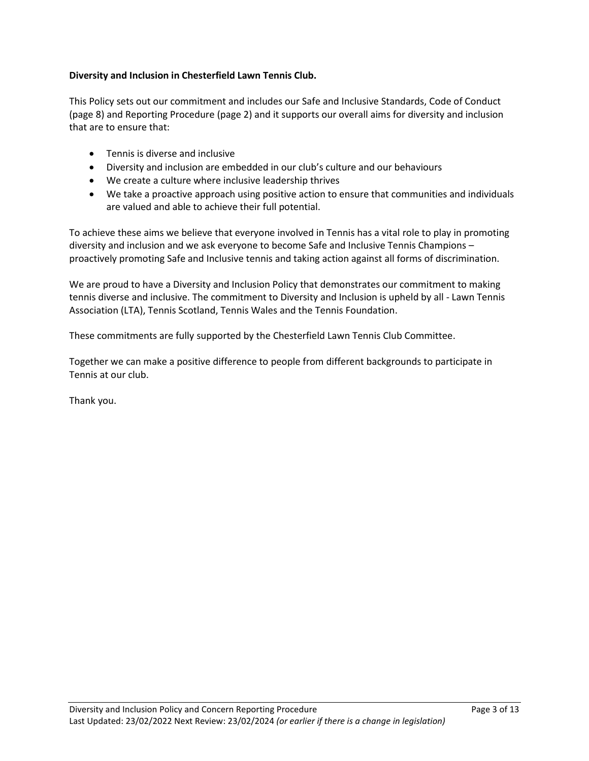**Diversity and Inclusion in Chesterfield Lawn Tennis Club.**

This Policy sets out our commitment and includes our Safe and Inclusive Standards, Code of Conduct (page 8) and Reporting Procedure (page 2) and it supports our overall aims for diversity and inclusion that are to ensure that:

- Tennis is diverse and inclusive
- Diversity and inclusion are embedded in our club's culture and our behaviours
- We create a culture where inclusive leadership thrives
- We take a proactive approach using positive action to ensure that communities and individuals are valued and able to achieve their full potential.

To achieve these aims we believe that everyone involved in Tennis has a vital role to play in promoting diversity and inclusion and we ask everyone to become Safe and Inclusive Tennis Champions – proactively promoting Safe and Inclusive tennis and taking action against all forms of discrimination.

We are proud to have a Diversity and Inclusion Policy that demonstrates our commitment to making tennis diverse and inclusive. The commitment to Diversity and Inclusion is upheld by all - Lawn Tennis Association (LTA), Tennis Scotland, Tennis Wales and the Tennis Foundation.

These commitments are fully supported by the Chesterfield Lawn Tennis Club Committee.

Together we can make a positive difference to people from different backgrounds to participate in Tennis at our club.

Thank you.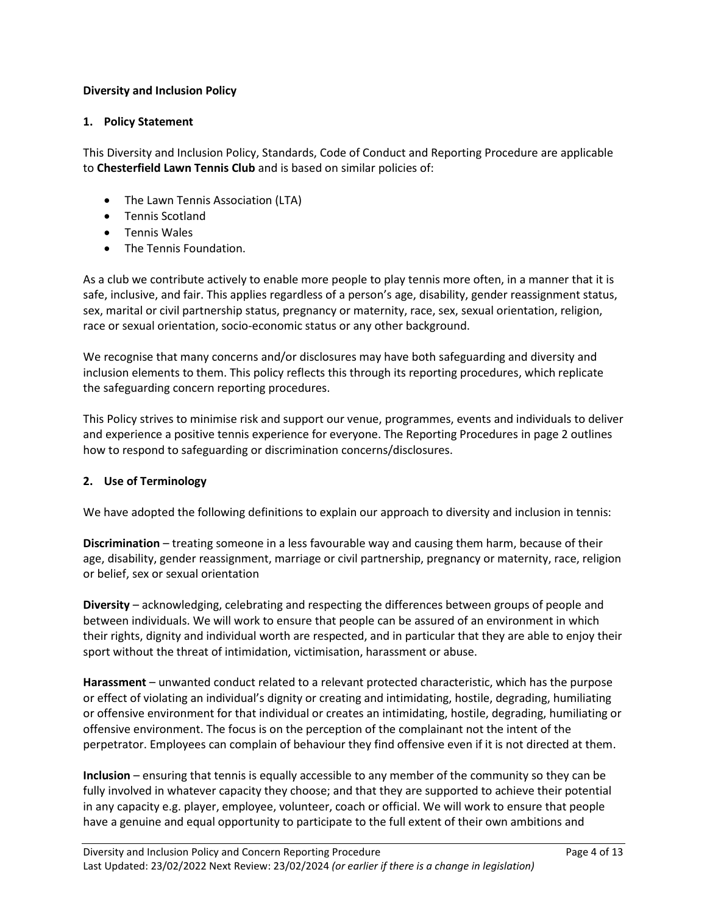**Diversity and Inclusion Policy**

## 1. Policy Statement

This Diversity and Inclusion Policy, Standards, Code of Conduct and Reporting Procedure are applicable to **Chesterfield Lawn Tennis Club** and is based on similar policies of:

- The Lawn Tennis Association (LTA)
- Tennis Scotland
- Tennis Wales
- The Tennis Foundation.

As a club we contribute actively to enable more people to play tennis more often, in a manner that it is safe, inclusive, and fair. This applies regardless of a person's age, disability, gender reassignment status, sex, marital or civil partnership status, pregnancy or maternity, race, sex, sexual orientation, religion, race or sexual orientation, socio-economic status or any other background.

We recognise that many concerns and/or disclosures may have both safeguarding and diversity and inclusion elements to them. This policy reflects this through its reporting procedures, which replicate the safeguarding concern reporting procedures.

This Policy strives to minimise risk and support our venue, programmes, events and individuals to deliver and experience a positive tennis experience for everyone. The Reporting Procedures in page 2 outlines how to respond to safeguarding or discrimination concerns/disclosures.

## 2. Use of Terminology

We have adopted the following definitions to explain our approach to diversity and inclusion in tennis:

**Discrimination** – treating someone in a less favourable way and causing them harm, because of their age, disability, gender reassignment, marriage or civil partnership, pregnancy or maternity, race, religion or belief, sex or sexual orientation

**Diversity** – acknowledging, celebrating and respecting the differences between groups of people and between individuals. We will work to ensure that people can be assured of an environment in which their rights, dignity and individual worth are respected, and in particular that they are able to enjoy their sport without the threat of intimidation, victimisation, harassment or abuse.

**Harassment** – unwanted conduct related to a relevant protected characteristic, which has the purpose or effect of violating an individual's dignity or creating and intimidating, hostile, degrading, humiliating or offensive environment for that individual or creates an intimidating, hostile, degrading, humiliating or offensive environment. The focus is on the perception of the complainant not the intent of the perpetrator. Employees can complain of behaviour they find offensive even if it is not directed at them.

**Inclusion** – ensuring that tennis is equally accessible to any member of the community so they can be fully involved in whatever capacity they choose; and that they are supported to achieve their potential in any capacity e.g. player, employee, volunteer, coach or official. We will work to ensure that people have a genuine and equal opportunity to participate to the full extent of their own ambitions and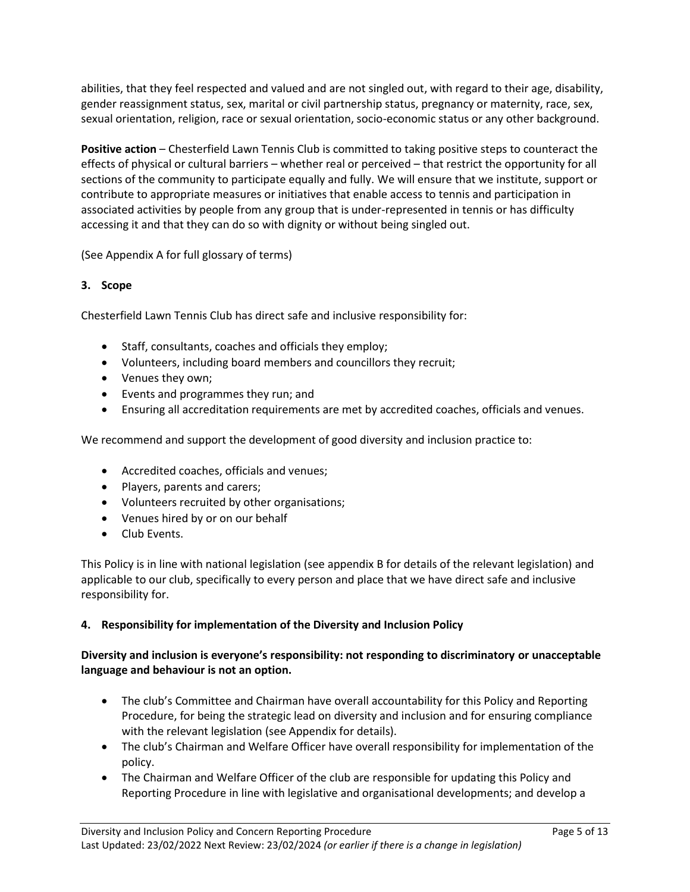abilities, that they feel respected and valued and are not singled out, with regard to their age, disability, gender reassignment status, sex, marital or civil partnership status, pregnancy or maternity, race, sex, sexual orientation, religion, race or sexual orientation, socio-economic status or any other background.

**Positive action** – Chesterfield Lawn Tennis Club is committed to taking positive steps to counteract the effects of physical or cultural barriers – whether real or perceived – that restrict the opportunity for all sections of the community to participate equally and fully. We will ensure that we institute, support or contribute to appropriate measures or initiatives that enable access to tennis and participation in associated activities by people from any group that is under-represented in tennis or has difficulty accessing it and that they can do so with dignity or without being singled out.

(See Appendix A for full glossary of terms)

### 3. Scope

Chesterfield Lawn Tennis Club has direct safe and inclusive responsibility for:

- Staff, consultants, coaches and officials they employ;
- Volunteers, including board members and councillors they recruit;
- Venues they own;
- Events and programmes they run; and
- Ensuring all accreditation requirements are met by accredited coaches, officials and venues.

We recommend and support the development of good diversity and inclusion practice to:

- Accredited coaches, officials and venues;
- Players, parents and carers;
- Volunteers recruited by other organisations;
- Venues hired by or on our behalf
- Club Events.

This Policy is in line with national legislation (see appendix B for details of the relevant legislation) and applicable to our club, specifically to every person and place that we have direct safe and inclusive responsibility for.

### 4. Responsibility for implementation of the Diversity and Inclusion Policy

**Diversity and inclusion is everyone's responsibility: not responding to discriminatory or unacceptable language and behaviour is not an option.**

- The club's Committee and Chairman have overall accountability for this Policy and Reporting Procedure, for being the strategic lead on diversity and inclusion and for ensuring compliance with the relevant legislation (see Appendix for details).
- The club's Chairman and Welfare Officer have overall responsibility for implementation of the policy.
- The Chairman and Welfare Officer of the club are responsible for updating this Policy and Reporting Procedure in line with legislative and organisational developments; and develop a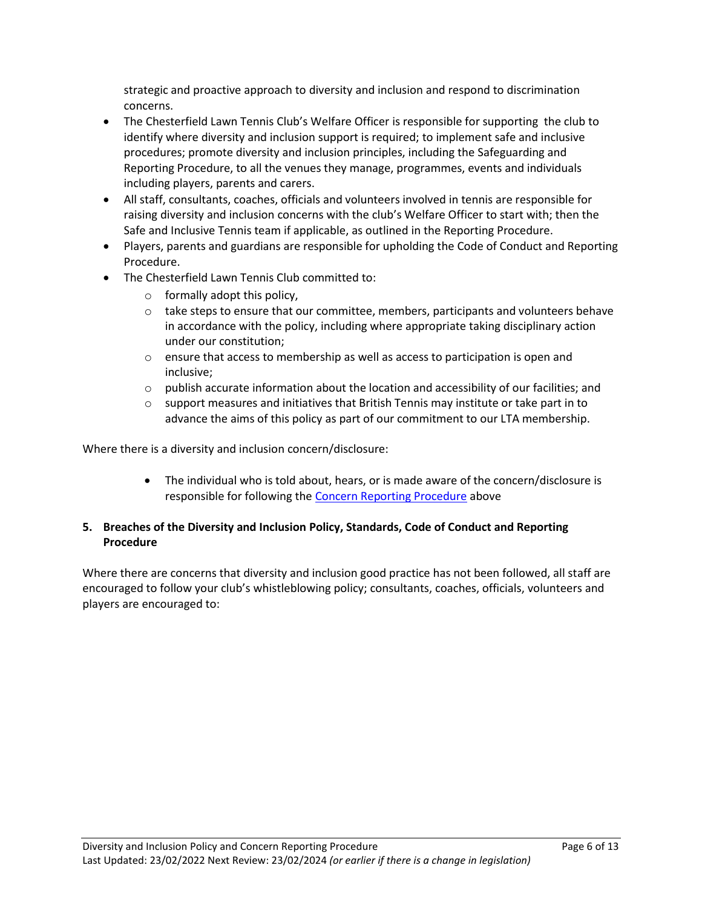strategic and proactive approach to diversity and inclusion and respond to discrimination concerns.

- The Chesterfield Lawn Tennis Club's Welfare Officer is responsible for supporting the club to identify where diversity and inclusion support is required; to implement safe and inclusive procedures; promote diversity and inclusion principles, including the Safeguarding and Reporting Procedure, to all the venues they manage, programmes, events and individuals including players, parents and carers.
- All staff, consultants, coaches, officials and volunteers involved in tennis are responsible for raising diversity and inclusion concerns with the club's Welfare Officer to start with; then the Safe and Inclusive Tennis team if applicable, as outlined in the Reporting Procedure.
- Players, parents and guardians are responsible for upholding the Code of Conduct and Reporting Procedure.
- The Chesterfield Lawn Tennis Club committed to:
  - formally adopt this policy,
  - take steps to ensure that our committee, members, participants and volunteers behave in accordance with the policy, including where appropriate taking disciplinary action under our constitution;
  - ensure that access to membership as well as access to participation is open and inclusive;
  - publish accurate information about the location and accessibility of our facilities; and
  - support measures and initiatives that British Tennis may institute or take part in to advance the aims of this policy as part of our commitment to our LTA membership.

Where there is a diversity and inclusion concern/disclosure:

- The individual who is told about, hears, or is made aware of the concern/disclosure is responsible for following the Concern Reporting Procedure above

**5. Breaches of the Diversity and Inclusion Policy, Standards, Code of Conduct and Reporting Procedure**

Where there are concerns that diversity and inclusion good practice has not been followed, all staff are encouraged to follow your club's whistleblowing policy; consultants, coaches, officials, volunteers and players are encouraged to: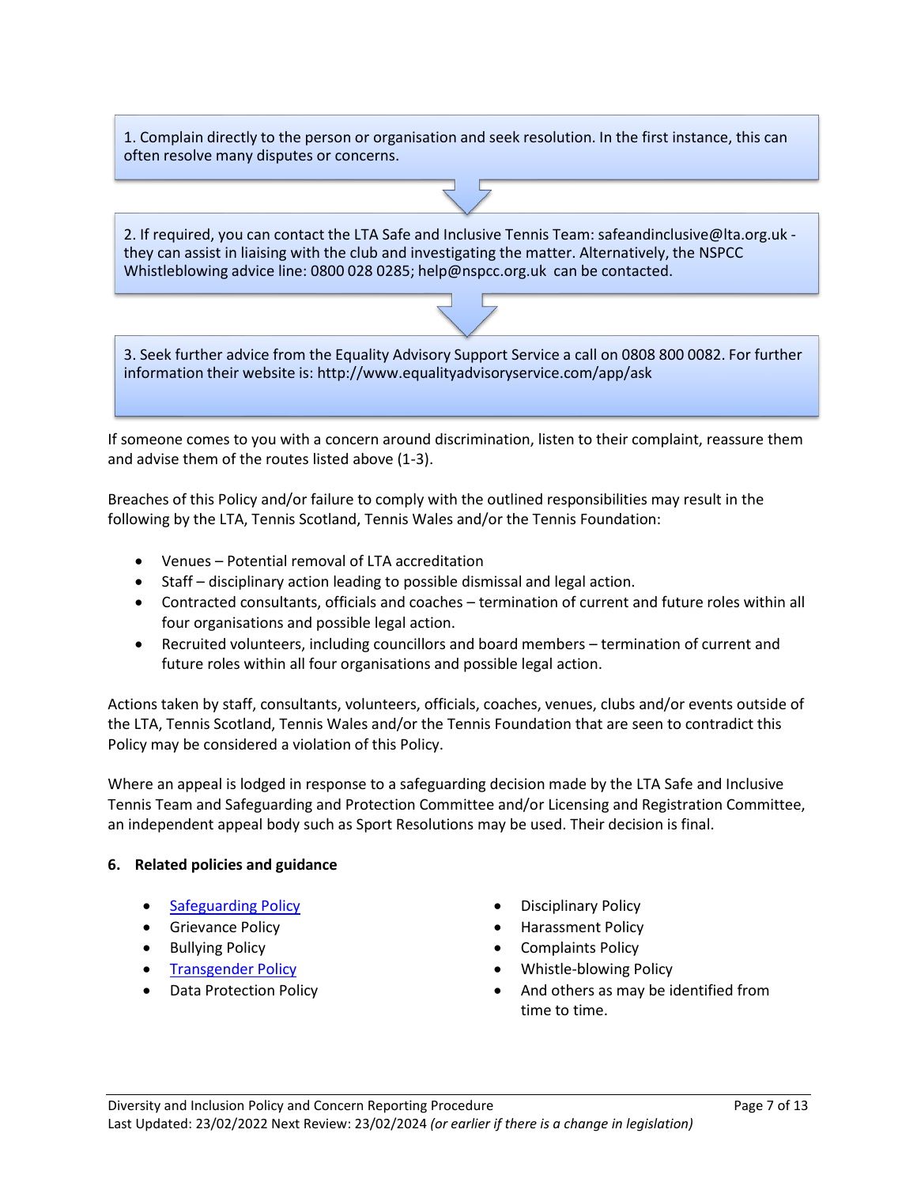1. Complain directly to the person or organisation and seek resolution. In the first instance, this can often resolve many disputes or concerns.

2. If required, you can contact the LTA Safe and Inclusive Tennis Team: safeandinclusive@lta.org.uk - they can assist in liaising with the club and investigating the matter. Alternatively, the NSPCC Whistleblowing advice line: 0800 028 0285; help@nspcc.org.uk can be contacted.

3. Seek further advice from the Equality Advisory Support Service a call on 0808 800 0082. For further information their website is: http://www.equalityadvisoryservice.com/app/ask

If someone comes to you with a concern around discrimination, listen to their complaint, reassure them and advise them of the routes listed above (1-3).

Breaches of this Policy and/or failure to comply with the outlined responsibilities may result in the following by the LTA, Tennis Scotland, Tennis Wales and/or the Tennis Foundation:

- Venues – Potential removal of LTA accreditation
- Staff – disciplinary action leading to possible dismissal and legal action.
- Contracted consultants, officials and coaches – termination of current and future roles within all four organisations and possible legal action.
- Recruited volunteers, including councillors and board members – termination of current and future roles within all four organisations and possible legal action.

Actions taken by staff, consultants, volunteers, officials, coaches, venues, clubs and/or events outside of the LTA, Tennis Scotland, Tennis Wales and/or the Tennis Foundation that are seen to contradict this Policy may be considered a violation of this Policy.

Where an appeal is lodged in response to a safeguarding decision made by the LTA Safe and Inclusive Tennis Team and Safeguarding and Protection Committee and/or Licensing and Registration Committee, an independent appeal body such as Sport Resolutions may be used. Their decision is final.

**6. Related policies and guidance**

- Safeguarding Policy
- Grievance Policy
- Bullying Policy
- Transgender Policy
- Data Protection Policy
- Disciplinary Policy
- Harassment Policy
- Complaints Policy
- Whistle-blowing Policy
- And others as may be identified from time to time.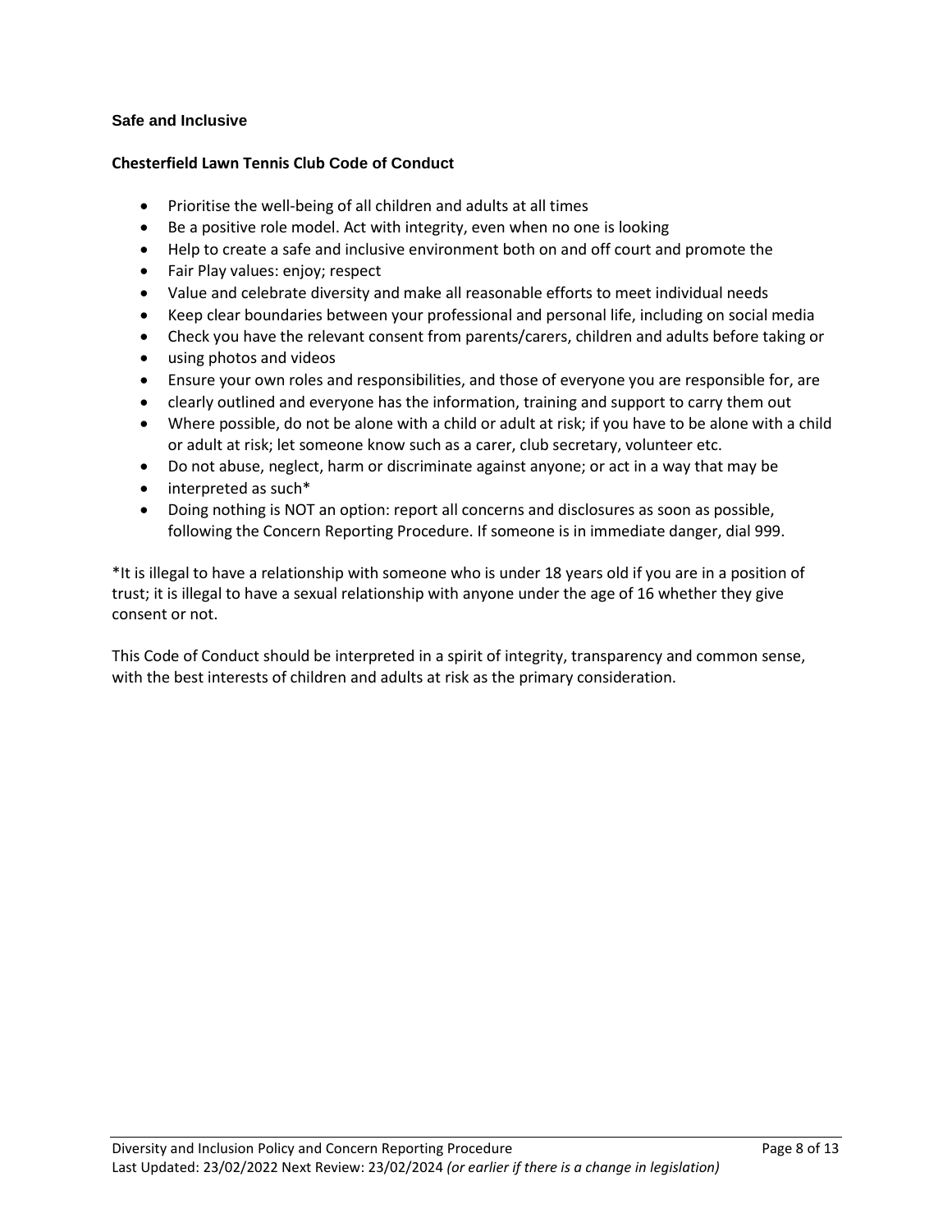**Safe and Inclusive**

**Chesterfield Lawn Tennis Club Code of Conduct**

- Prioritise the well-being of all children and adults at all times
- Be a positive role model. Act with integrity, even when no one is looking
- Help to create a safe and inclusive environment both on and off court and promote the
- Fair Play values: enjoy; respect
- Value and celebrate diversity and make all reasonable efforts to meet individual needs
- Keep clear boundaries between your professional and personal life, including on social media
- Check you have the relevant consent from parents/carers, children and adults before taking or
- using photos and videos
- Ensure your own roles and responsibilities, and those of everyone you are responsible for, are
- clearly outlined and everyone has the information, training and support to carry them out
- Where possible, do not be alone with a child or adult at risk; if you have to be alone with a child or adult at risk; let someone know such as a carer, club secretary, volunteer etc.
- Do not abuse, neglect, harm or discriminate against anyone; or act in a way that may be
- interpreted as such*
- Doing nothing is NOT an option: report all concerns and disclosures as soon as possible, following the Concern Reporting Procedure. If someone is in immediate danger, dial 999.

*It is illegal to have a relationship with someone who is under 18 years old if you are in a position of trust; it is illegal to have a sexual relationship with anyone under the age of 16 whether they give consent or not.

This Code of Conduct should be interpreted in a spirit of integrity, transparency and common sense, with the best interests of children and adults at risk as the primary consideration.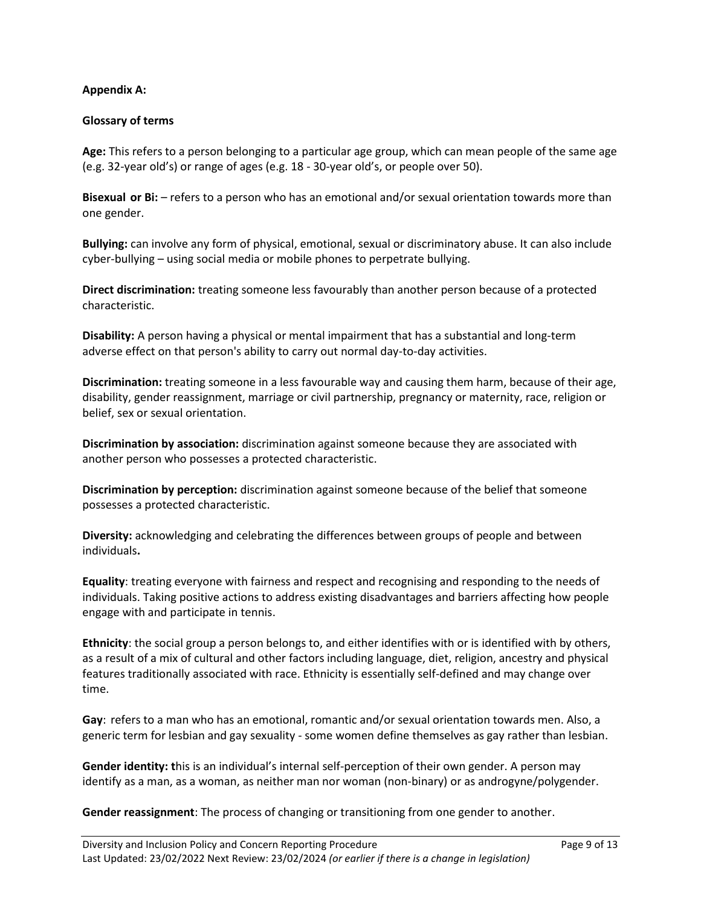**Appendix A:**

**Glossary of terms**

**Age:** This refers to a person belonging to a particular age group, which can mean people of the same age (e.g. 32-year old's) or range of ages (e.g. 18 - 30-year old's, or people over 50).

**Bisexual or Bi:** – refers to a person who has an emotional and/or sexual orientation towards more than one gender.

**Bullying:** can involve any form of physical, emotional, sexual or discriminatory abuse. It can also include cyber-bullying – using social media or mobile phones to perpetrate bullying.

**Direct discrimination:** treating someone less favourably than another person because of a protected characteristic.

**Disability:** A person having a physical or mental impairment that has a substantial and long-term adverse effect on that person's ability to carry out normal day-to-day activities.

**Discrimination:** treating someone in a less favourable way and causing them harm, because of their age, disability, gender reassignment, marriage or civil partnership, pregnancy or maternity, race, religion or belief, sex or sexual orientation.

**Discrimination by association:** discrimination against someone because they are associated with another person who possesses a protected characteristic.

**Discrimination by perception:** discrimination against someone because of the belief that someone possesses a protected characteristic.

**Diversity:** acknowledging and celebrating the differences between groups of people and between individuals**.**

**Equality**: treating everyone with fairness and respect and recognising and responding to the needs of individuals. Taking positive actions to address existing disadvantages and barriers affecting how people engage with and participate in tennis.

**Ethnicity**: the social group a person belongs to, and either identifies with or is identified with by others, as a result of a mix of cultural and other factors including language, diet, religion, ancestry and physical features traditionally associated with race. Ethnicity is essentially self-defined and may change over time.

**Gay**: refers to a man who has an emotional, romantic and/or sexual orientation towards men. Also, a generic term for lesbian and gay sexuality - some women define themselves as gay rather than lesbian.

**Gender identity: t**his is an individual's internal self-perception of their own gender. A person may identify as a man, as a woman, as neither man nor woman (non-binary) or as androgyne/polygender.

**Gender reassignment**: The process of changing or transitioning from one gender to another.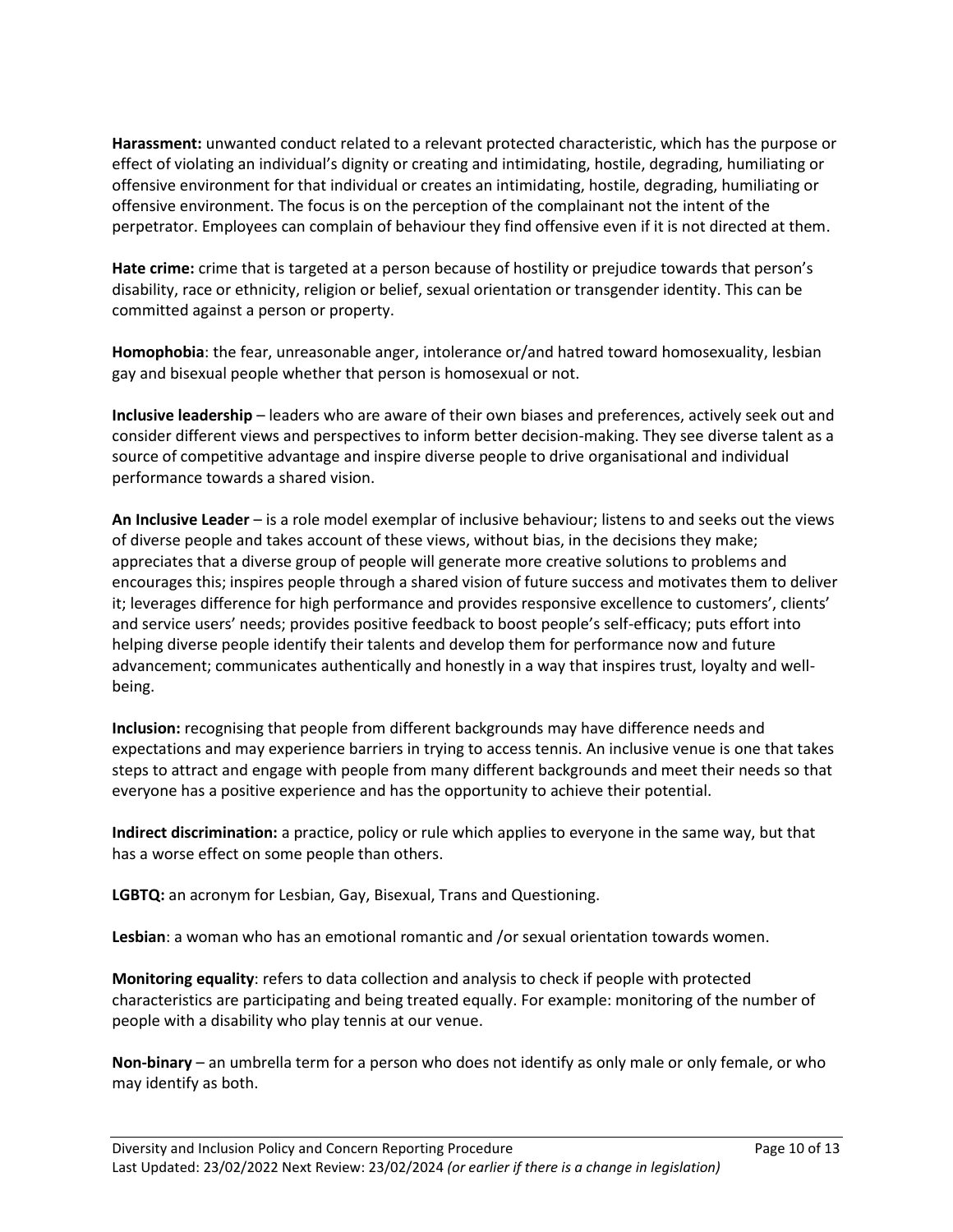**Harassment:** unwanted conduct related to a relevant protected characteristic, which has the purpose or effect of violating an individual's dignity or creating and intimidating, hostile, degrading, humiliating or offensive environment for that individual or creates an intimidating, hostile, degrading, humiliating or offensive environment. The focus is on the perception of the complainant not the intent of the perpetrator. Employees can complain of behaviour they find offensive even if it is not directed at them.

**Hate crime:** crime that is targeted at a person because of hostility or prejudice towards that person's disability, race or ethnicity, religion or belief, sexual orientation or transgender identity. This can be committed against a person or property.

**Homophobia**: the fear, unreasonable anger, intolerance or/and hatred toward homosexuality, lesbian gay and bisexual people whether that person is homosexual or not.

**Inclusive leadership** – leaders who are aware of their own biases and preferences, actively seek out and consider different views and perspectives to inform better decision-making. They see diverse talent as a source of competitive advantage and inspire diverse people to drive organisational and individual performance towards a shared vision.

**An Inclusive Leader** – is a role model exemplar of inclusive behaviour; listens to and seeks out the views of diverse people and takes account of these views, without bias, in the decisions they make; appreciates that a diverse group of people will generate more creative solutions to problems and encourages this; inspires people through a shared vision of future success and motivates them to deliver it; leverages difference for high performance and provides responsive excellence to customers', clients' and service users' needs; provides positive feedback to boost people's self-efficacy; puts effort into helping diverse people identify their talents and develop them for performance now and future advancement; communicates authentically and honestly in a way that inspires trust, loyalty and well-being.

**Inclusion:** recognising that people from different backgrounds may have difference needs and expectations and may experience barriers in trying to access tennis. An inclusive venue is one that takes steps to attract and engage with people from many different backgrounds and meet their needs so that everyone has a positive experience and has the opportunity to achieve their potential.

**Indirect discrimination:** a practice, policy or rule which applies to everyone in the same way, but that has a worse effect on some people than others.

**LGBTQ:** an acronym for Lesbian, Gay, Bisexual, Trans and Questioning.

**Lesbian**: a woman who has an emotional romantic and /or sexual orientation towards women.

**Monitoring equality**: refers to data collection and analysis to check if people with protected characteristics are participating and being treated equally. For example: monitoring of the number of people with a disability who play tennis at our venue.

**Non-binary** – an umbrella term for a person who does not identify as only male or only female, or who may identify as both.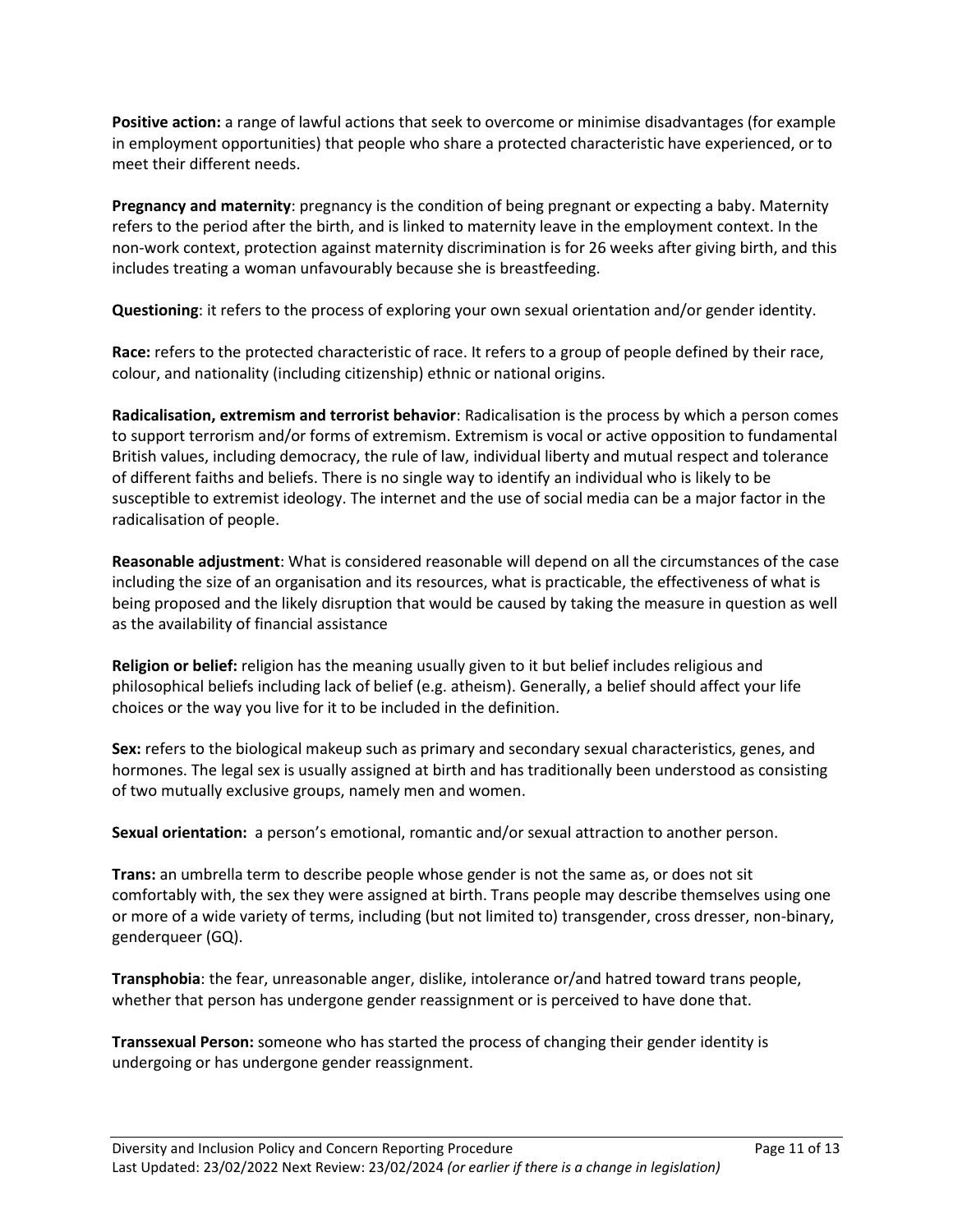**Positive action:** a range of lawful actions that seek to overcome or minimise disadvantages (for example in employment opportunities) that people who share a protected characteristic have experienced, or to meet their different needs.

**Pregnancy and maternity**: pregnancy is the condition of being pregnant or expecting a baby. Maternity refers to the period after the birth, and is linked to maternity leave in the employment context. In the non-work context, protection against maternity discrimination is for 26 weeks after giving birth, and this includes treating a woman unfavourably because she is breastfeeding.

**Questioning**: it refers to the process of exploring your own sexual orientation and/or gender identity.

**Race:** refers to the protected characteristic of race. It refers to a group of people defined by their race, colour, and nationality (including citizenship) ethnic or national origins.

**Radicalisation, extremism and terrorist behavior**: Radicalisation is the process by which a person comes to support terrorism and/or forms of extremism. Extremism is vocal or active opposition to fundamental British values, including democracy, the rule of law, individual liberty and mutual respect and tolerance of different faiths and beliefs. There is no single way to identify an individual who is likely to be susceptible to extremist ideology. The internet and the use of social media can be a major factor in the radicalisation of people.

**Reasonable adjustment**: What is considered reasonable will depend on all the circumstances of the case including the size of an organisation and its resources, what is practicable, the effectiveness of what is being proposed and the likely disruption that would be caused by taking the measure in question as well as the availability of financial assistance

**Religion or belief:** religion has the meaning usually given to it but belief includes religious and philosophical beliefs including lack of belief (e.g. atheism). Generally, a belief should affect your life choices or the way you live for it to be included in the definition.

**Sex:** refers to the biological makeup such as primary and secondary sexual characteristics, genes, and hormones. The legal sex is usually assigned at birth and has traditionally been understood as consisting of two mutually exclusive groups, namely men and women.

**Sexual orientation:** a person's emotional, romantic and/or sexual attraction to another person.

**Trans:** an umbrella term to describe people whose gender is not the same as, or does not sit comfortably with, the sex they were assigned at birth. Trans people may describe themselves using one or more of a wide variety of terms, including (but not limited to) transgender, cross dresser, non-binary, genderqueer (GQ).

**Transphobia**: the fear, unreasonable anger, dislike, intolerance or/and hatred toward trans people, whether that person has undergone gender reassignment or is perceived to have done that.

**Transsexual Person:** someone who has started the process of changing their gender identity is undergoing or has undergone gender reassignment.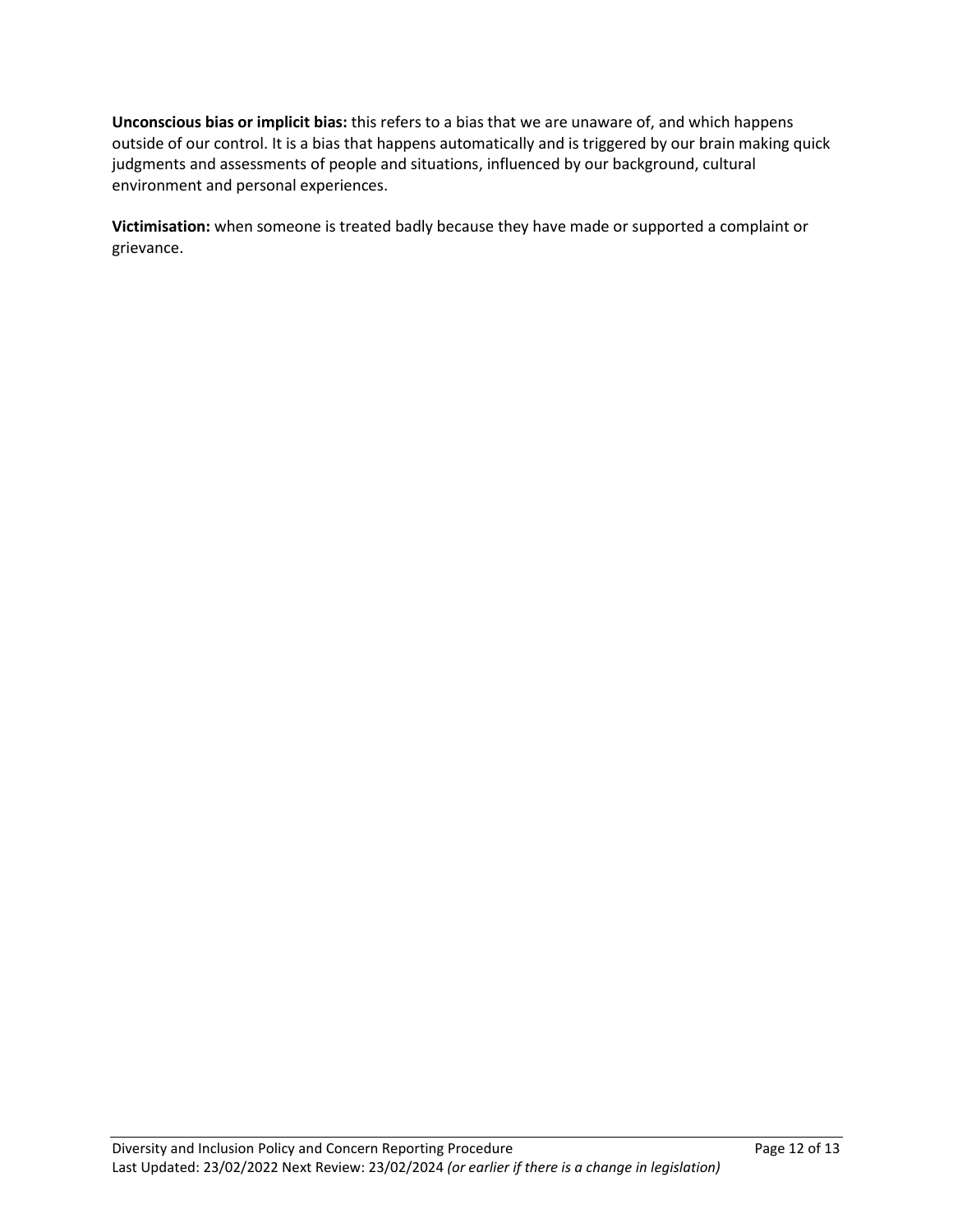**Unconscious bias or implicit bias:** this refers to a bias that we are unaware of, and which happens outside of our control. It is a bias that happens automatically and is triggered by our brain making quick judgments and assessments of people and situations, influenced by our background, cultural environment and personal experiences.

**Victimisation:** when someone is treated badly because they have made or supported a complaint or grievance.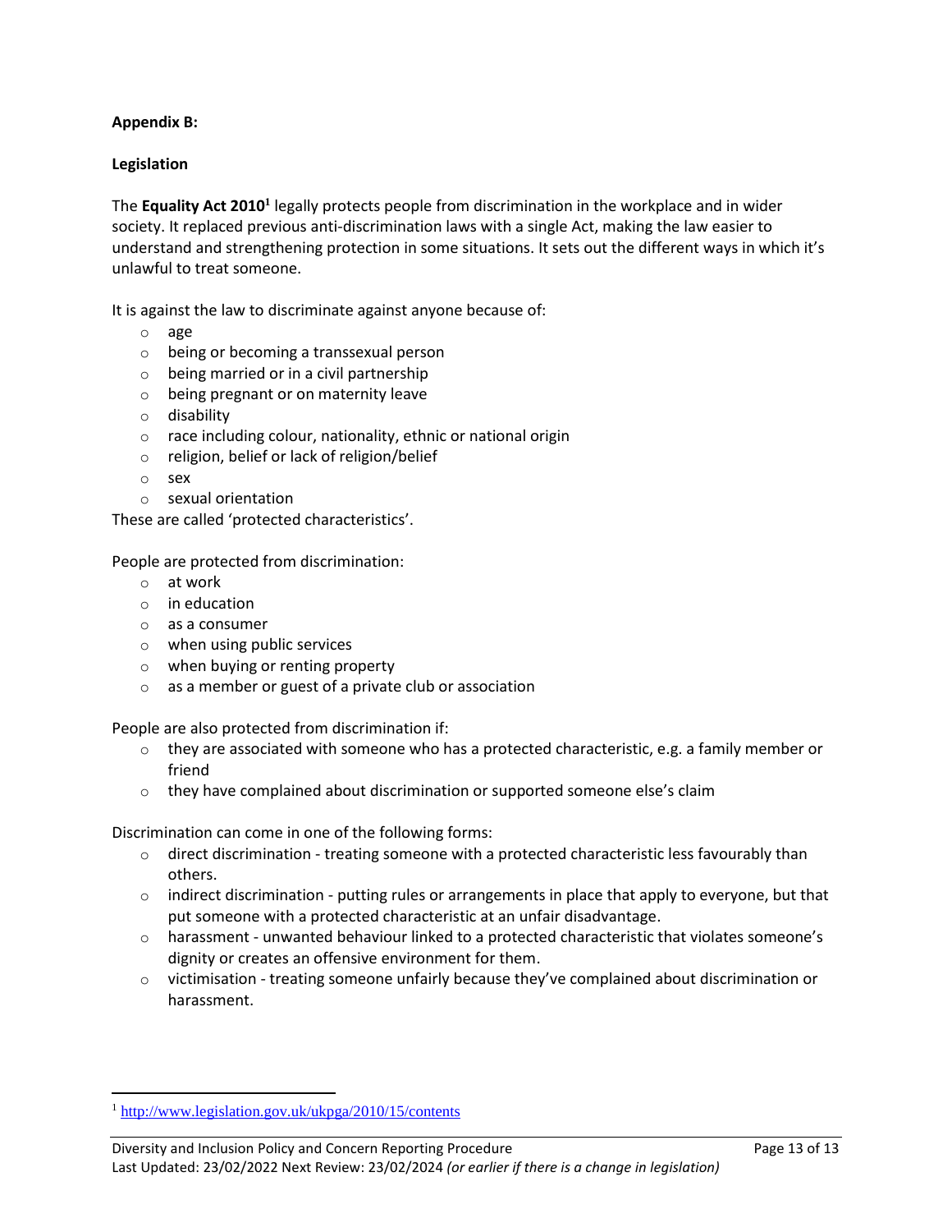**Appendix B:**

**Legislation**

The **Equality Act 2010**[1] legally protects people from discrimination in the workplace and in wider society. It replaced previous anti-discrimination laws with a single Act, making the law easier to understand and strengthening protection in some situations. It sets out the different ways in which it's unlawful to treat someone.

It is against the law to discriminate against anyone because of:

- age
- being or becoming a transsexual person
- being married or in a civil partnership
- being pregnant or on maternity leave
- disability
- race including colour, nationality, ethnic or national origin
- religion, belief or lack of religion/belief
- sex
- sexual orientation

These are called 'protected characteristics'.

People are protected from discrimination:

- at work
- in education
- as a consumer
- when using public services
- when buying or renting property
- as a member or guest of a private club or association

People are also protected from discrimination if:

- they are associated with someone who has a protected characteristic, e.g. a family member or friend
- they have complained about discrimination or supported someone else's claim

Discrimination can come in one of the following forms:

- direct discrimination - treating someone with a protected characteristic less favourably than others.
- indirect discrimination - putting rules or arrangements in place that apply to everyone, but that put someone with a protected characteristic at an unfair disadvantage.
- harassment - unwanted behaviour linked to a protected characteristic that violates someone's dignity or creates an offensive environment for them.
- victimisation - treating someone unfairly because they've complained about discrimination or harassment.

---

[1] http://www.legislation.gov.uk/ukpga/2010/15/contents